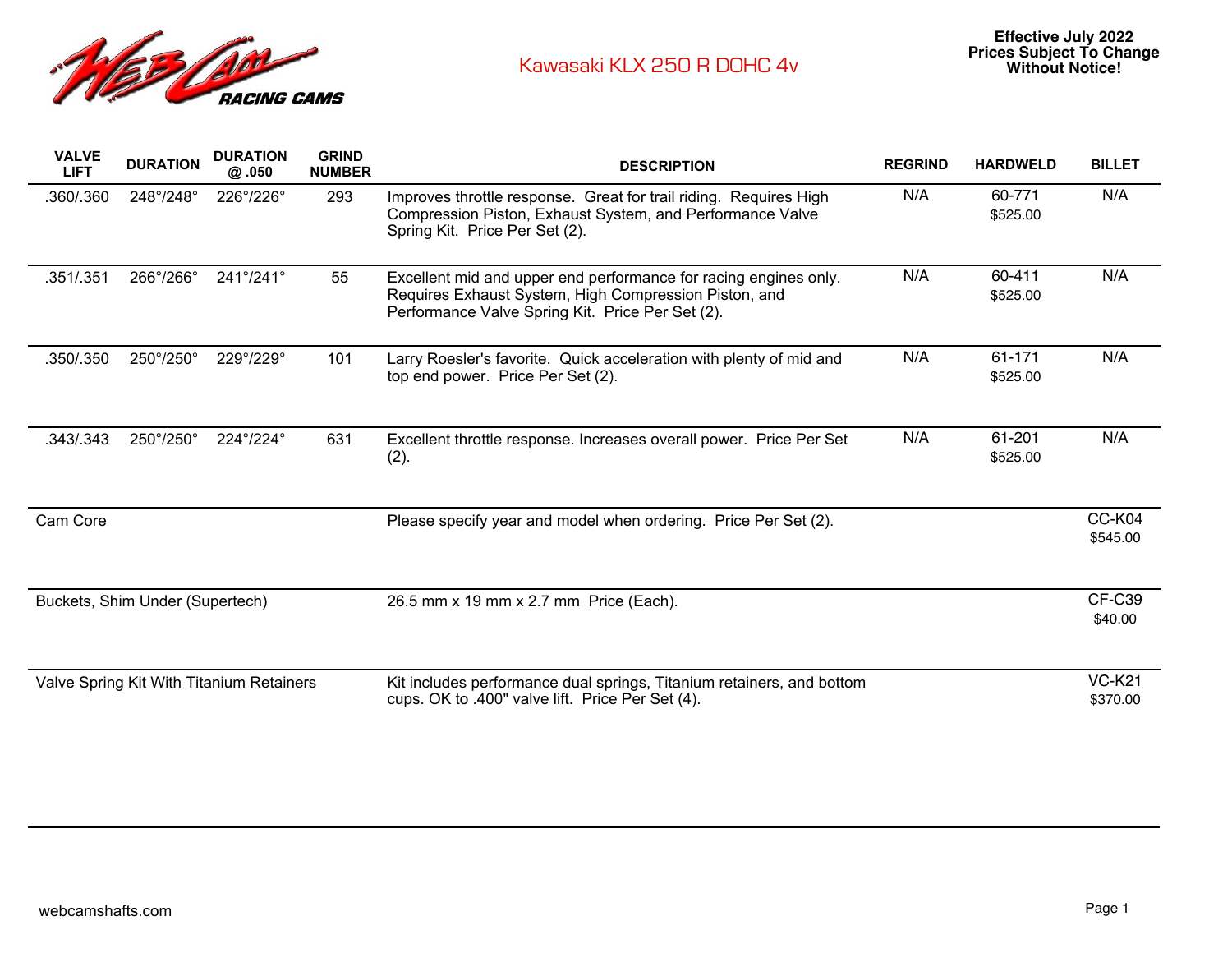# Kawasaki KLX 250 R DOHC 4v

**Effective July 2022**
**Prices Subject To Change Without Notice!**

| VALVE LIFT | DURATION | DURATION @ .050 | GRIND NUMBER | DESCRIPTION | REGRIND | HARDWELD | BILLET |
|---|---|---|---|---|---|---|---|
| .360/.360 | 248°/248° | 226°/226° | 293 | Improves throttle response. Great for trail riding. Requires High Compression Piston, Exhaust System, and Performance Valve Spring Kit. Price Per Set (2). | N/A | 60-771 $525.00 | N/A |
| .351/.351 | 266°/266° | 241°/241° | 55 | Excellent mid and upper end performance for racing engines only. Requires Exhaust System, High Compression Piston, and Performance Valve Spring Kit. Price Per Set (2). | N/A | 60-411 $525.00 | N/A |
| .350/.350 | 250°/250° | 229°/229° | 101 | Larry Roesler's favorite. Quick acceleration with plenty of mid and top end power. Price Per Set (2). | N/A | 61-171 $525.00 | N/A |
| .343/.343 | 250°/250° | 224°/224° | 631 | Excellent throttle response. Increases overall power. Price Per Set (2). | N/A | 61-201 $525.00 | N/A |
| Cam Core | | | | Please specify year and model when ordering. Price Per Set (2). | | | CC-K04 $545.00 |
| Buckets, Shim Under (Supertech) | | | | 26.5 mm x 19 mm x 2.7 mm Price (Each). | | | CF-C39 $40.00 |
| Valve Spring Kit With Titanium Retainers | | | | Kit includes performance dual springs, Titanium retainers, and bottom cups. OK to .400" valve lift. Price Per Set (4). | | | VC-K21 $370.00 |

webcamshafts.com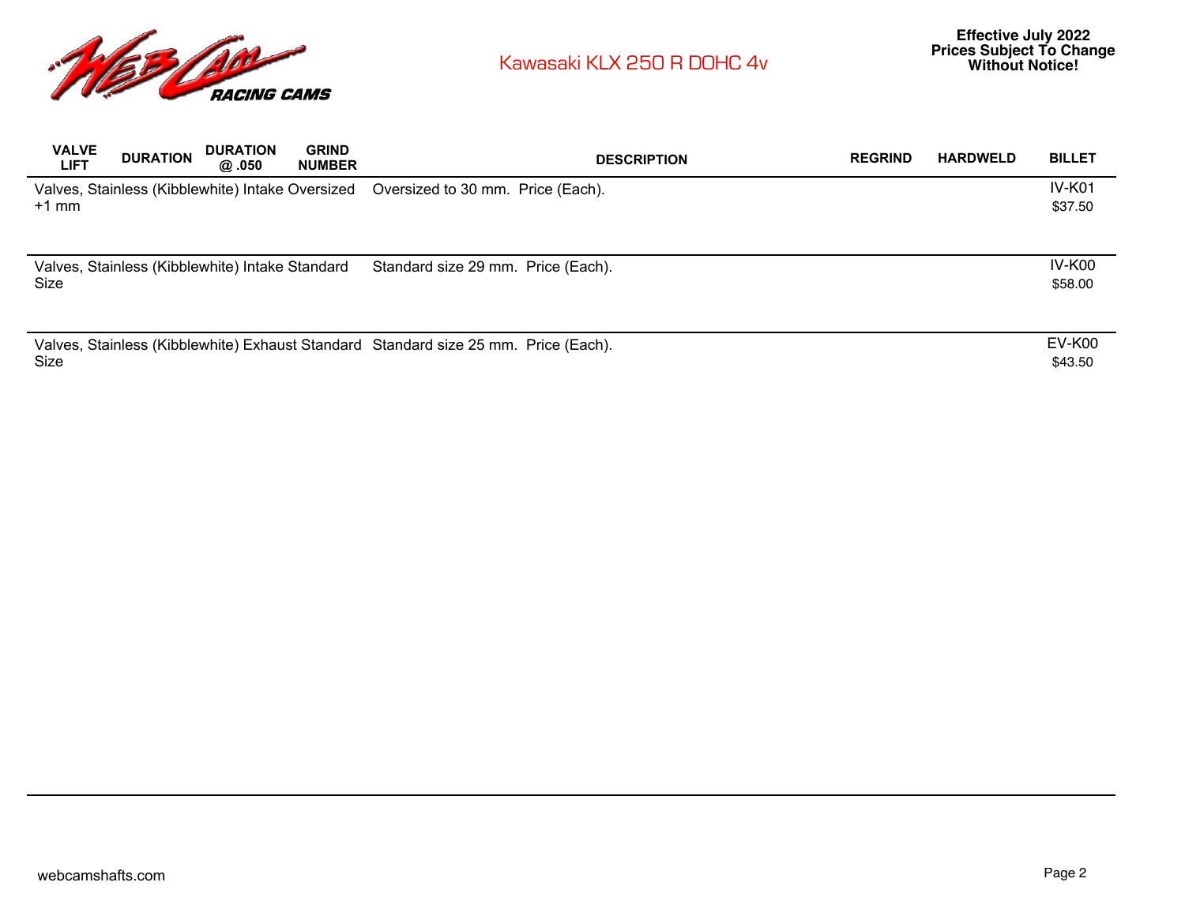# Kawasaki KLX 250 R DOHC 4v

**Effective July 2022**
**Prices Subject To Change Without Notice!**

| VALVE LIFT | DURATION | DURATION @ .050 | GRIND NUMBER | DESCRIPTION | REGRIND | HARDWELD | BILLET |
|---|---|---|---|---|---|---|---|
| Valves, Stainless (Kibblewhite) Intake Oversized +1 mm | | | | Oversized to 30 mm. Price (Each). | | | IV-K01 $37.50 |
| Valves, Stainless (Kibblewhite) Intake Standard Size | | | | Standard size 29 mm. Price (Each). | | | IV-K00 $58.00 |
| Valves, Stainless (Kibblewhite) Exhaust Standard Size | | | | Standard size 25 mm. Price (Each). | | | EV-K00 $43.50 |

webcamshafts.com